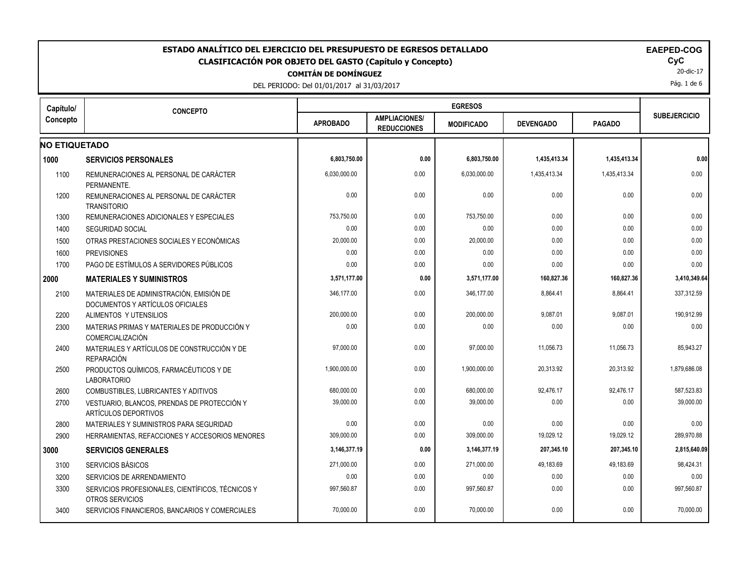# ESTADO ANALÍTICO DEL EJERCICIO DEL PRESUPUESTO DE EGRESOS DETALLADO

## CLASIFICACIÓN POR OBJETO DEL GASTO (Capítulo y Concepto)

**COMITÁN DE DOMÍNGUEZ**

DEL PERIODO: Del 01/01/2017 al 31/03/2017

**EAEPED-COG**
**CyC**
20-dic-17

| Capítulo/ Concepto | CONCEPTO | EGRESOS | | | | | SUBEJERCICIO |
|---|---|---|---|---|---|---|---|
| | | APROBADO | AMPLIACIONES/ REDUCCIONES | MODIFICADO | DEVENGADO | PAGADO | |
| **NO ETIQUETADO** | | | | | | | |
| **1000** | **SERVICIOS PERSONALES** | **6,803,750.00** | **0.00** | **6,803,750.00** | **1,435,413.34** | **1,435,413.34** | **0.00** |
| 1100 | REMUNERACIONES AL PERSONAL DE CARÁCTER PERMANENTE. | 6,030,000.00 | 0.00 | 6,030,000.00 | 1,435,413.34 | 1,435,413.34 | 0.00 |
| 1200 | REMUNERACIONES AL PERSONAL DE CARÁCTER TRANSITORIO | 0.00 | 0.00 | 0.00 | 0.00 | 0.00 | 0.00 |
| 1300 | REMUNERACIONES ADICIONALES Y ESPECIALES | 753,750.00 | 0.00 | 753,750.00 | 0.00 | 0.00 | 0.00 |
| 1400 | SEGURIDAD SOCIAL | 0.00 | 0.00 | 0.00 | 0.00 | 0.00 | 0.00 |
| 1500 | OTRAS PRESTACIONES SOCIALES Y ECONÓMICAS | 20,000.00 | 0.00 | 20,000.00 | 0.00 | 0.00 | 0.00 |
| 1600 | PREVISIONES | 0.00 | 0.00 | 0.00 | 0.00 | 0.00 | 0.00 |
| 1700 | PAGO DE ESTÍMULOS A SERVIDORES PÚBLICOS | 0.00 | 0.00 | 0.00 | 0.00 | 0.00 | 0.00 |
| **2000** | **MATERIALES Y SUMINISTROS** | **3,571,177.00** | **0.00** | **3,571,177.00** | **160,827.36** | **160,827.36** | **3,410,349.64** |
| 2100 | MATERIALES DE ADMINISTRACIÓN, EMISIÓN DE DOCUMENTOS Y ARTÍCULOS OFICIALES | 346,177.00 | 0.00 | 346,177.00 | 8,864.41 | 8,864.41 | 337,312.59 |
| 2200 | ALIMENTOS Y UTENSILIOS | 200,000.00 | 0.00 | 200,000.00 | 9,087.01 | 9,087.01 | 190,912.99 |
| 2300 | MATERIAS PRIMAS Y MATERIALES DE PRODUCCIÓN Y COMERCIALIZACIÓN | 0.00 | 0.00 | 0.00 | 0.00 | 0.00 | 0.00 |
| 2400 | MATERIALES Y ARTÍCULOS DE CONSTRUCCIÓN Y DE REPARACIÓN | 97,000.00 | 0.00 | 97,000.00 | 11,056.73 | 11,056.73 | 85,943.27 |
| 2500 | PRODUCTOS QUÍMICOS, FARMACÉUTICOS Y DE LABORATORIO | 1,900,000.00 | 0.00 | 1,900,000.00 | 20,313.92 | 20,313.92 | 1,879,686.08 |
| 2600 | COMBUSTIBLES, LUBRICANTES Y ADITIVOS | 680,000.00 | 0.00 | 680,000.00 | 92,476.17 | 92,476.17 | 587,523.83 |
| 2700 | VESTUARIO, BLANCOS, PRENDAS DE PROTECCIÓN Y ARTÍCULOS DEPORTIVOS | 39,000.00 | 0.00 | 39,000.00 | 0.00 | 0.00 | 39,000.00 |
| 2800 | MATERIALES Y SUMINISTROS PARA SEGURIDAD | 0.00 | 0.00 | 0.00 | 0.00 | 0.00 | 0.00 |
| 2900 | HERRAMIENTAS, REFACCIONES Y ACCESORIOS MENORES | 309,000.00 | 0.00 | 309,000.00 | 19,029.12 | 19,029.12 | 289,970.88 |
| **3000** | **SERVICIOS GENERALES** | **3,146,377.19** | **0.00** | **3,146,377.19** | **207,345.10** | **207,345.10** | **2,815,640.09** |
| 3100 | SERVICIOS BÁSICOS | 271,000.00 | 0.00 | 271,000.00 | 49,183.69 | 49,183.69 | 98,424.31 |
| 3200 | SERVICIOS DE ARRENDAMIENTO | 0.00 | 0.00 | 0.00 | 0.00 | 0.00 | 0.00 |
| 3300 | SERVICIOS PROFESIONALES, CIENTÍFICOS, TÉCNICOS Y OTROS SERVICIOS | 997,560.87 | 0.00 | 997,560.87 | 0.00 | 0.00 | 997,560.87 |
| 3400 | SERVICIOS FINANCIEROS, BANCARIOS Y COMERCIALES | 70,000.00 | 0.00 | 70,000.00 | 0.00 | 0.00 | 70,000.00 |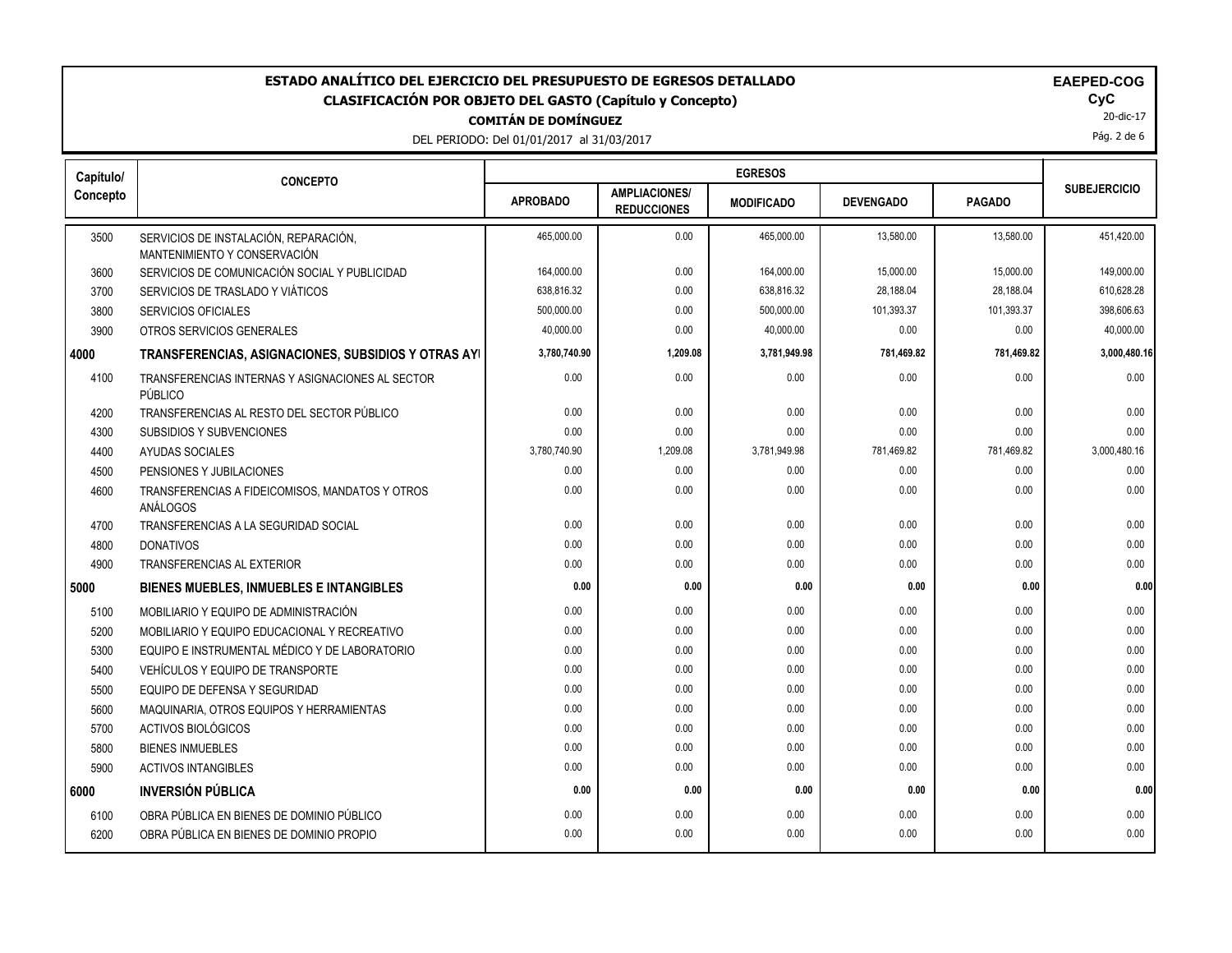# ESTADO ANALÍTICO DEL EJERCICIO DEL PRESUPUESTO DE EGRESOS DETALLADO

## CLASIFICACIÓN POR OBJETO DEL GASTO (Capítulo y Concepto)

**COMITÁN DE DOMÍNGUEZ**

DEL PERIODO: Del 01/01/2017 al 31/03/2017

**EAPED-COG**
**CyC**
20-dic-17

| Capítulo/ Concepto | CONCEPTO | EGRESOS | | | | | SUBEJERCICIO |
|---|---|---|---|---|---|---|---|
| | | APROBADO | AMPLIACIONES/ REDUCCIONES | MODIFICADO | DEVENGADO | PAGADO | |
| 3500 | SERVICIOS DE INSTALACIÓN, REPARACIÓN, MANTENIMIENTO Y CONSERVACIÓN | 465,000.00 | 0.00 | 465,000.00 | 13,580.00 | 13,580.00 | 451,420.00 |
| 3600 | SERVICIOS DE COMUNICACIÓN SOCIAL Y PUBLICIDAD | 164,000.00 | 0.00 | 164,000.00 | 15,000.00 | 15,000.00 | 149,000.00 |
| 3700 | SERVICIOS DE TRASLADO Y VIÁTICOS | 638,816.32 | 0.00 | 638,816.32 | 28,188.04 | 28,188.04 | 610,628.28 |
| 3800 | SERVICIOS OFICIALES | 500,000.00 | 0.00 | 500,000.00 | 101,393.37 | 101,393.37 | 398,606.63 |
| 3900 | OTROS SERVICIOS GENERALES | 40,000.00 | 0.00 | 40,000.00 | 0.00 | 0.00 | 40,000.00 |
| **4000** | **TRANSFERENCIAS, ASIGNACIONES, SUBSIDIOS Y OTRAS AYI** | **3,780,740.90** | **1,209.08** | **3,781,949.98** | **781,469.82** | **781,469.82** | **3,000,480.16** |
| 4100 | TRANSFERENCIAS INTERNAS Y ASIGNACIONES AL SECTOR PÚBLICO | 0.00 | 0.00 | 0.00 | 0.00 | 0.00 | 0.00 |
| 4200 | TRANSFERENCIAS AL RESTO DEL SECTOR PÚBLICO | 0.00 | 0.00 | 0.00 | 0.00 | 0.00 | 0.00 |
| 4300 | SUBSIDIOS Y SUBVENCIONES | 0.00 | 0.00 | 0.00 | 0.00 | 0.00 | 0.00 |
| 4400 | AYUDAS SOCIALES | 3,780,740.90 | 1,209.08 | 3,781,949.98 | 781,469.82 | 781,469.82 | 3,000,480.16 |
| 4500 | PENSIONES Y JUBILACIONES | 0.00 | 0.00 | 0.00 | 0.00 | 0.00 | 0.00 |
| 4600 | TRANSFERENCIAS A FIDEICOMISOS, MANDATOS Y OTROS ANÁLOGOS | 0.00 | 0.00 | 0.00 | 0.00 | 0.00 | 0.00 |
| 4700 | TRANSFERENCIAS A LA SEGURIDAD SOCIAL | 0.00 | 0.00 | 0.00 | 0.00 | 0.00 | 0.00 |
| 4800 | DONATIVOS | 0.00 | 0.00 | 0.00 | 0.00 | 0.00 | 0.00 |
| 4900 | TRANSFERENCIAS AL EXTERIOR | 0.00 | 0.00 | 0.00 | 0.00 | 0.00 | 0.00 |
| **5000** | **BIENES MUEBLES, INMUEBLES E INTANGIBLES** | **0.00** | **0.00** | **0.00** | **0.00** | **0.00** | **0.00** |
| 5100 | MOBILIARIO Y EQUIPO DE ADMINISTRACIÓN | 0.00 | 0.00 | 0.00 | 0.00 | 0.00 | 0.00 |
| 5200 | MOBILIARIO Y EQUIPO EDUCACIONAL Y RECREATIVO | 0.00 | 0.00 | 0.00 | 0.00 | 0.00 | 0.00 |
| 5300 | EQUIPO E INSTRUMENTAL MÉDICO Y DE LABORATORIO | 0.00 | 0.00 | 0.00 | 0.00 | 0.00 | 0.00 |
| 5400 | VEHÍCULOS Y EQUIPO DE TRANSPORTE | 0.00 | 0.00 | 0.00 | 0.00 | 0.00 | 0.00 |
| 5500 | EQUIPO DE DEFENSA Y SEGURIDAD | 0.00 | 0.00 | 0.00 | 0.00 | 0.00 | 0.00 |
| 5600 | MAQUINARIA, OTROS EQUIPOS Y HERRAMIENTAS | 0.00 | 0.00 | 0.00 | 0.00 | 0.00 | 0.00 |
| 5700 | ACTIVOS BIOLÓGICOS | 0.00 | 0.00 | 0.00 | 0.00 | 0.00 | 0.00 |
| 5800 | BIENES INMUEBLES | 0.00 | 0.00 | 0.00 | 0.00 | 0.00 | 0.00 |
| 5900 | ACTIVOS INTANGIBLES | 0.00 | 0.00 | 0.00 | 0.00 | 0.00 | 0.00 |
| **6000** | **INVERSIÓN PÚBLICA** | **0.00** | **0.00** | **0.00** | **0.00** | **0.00** | **0.00** |
| 6100 | OBRA PÚBLICA EN BIENES DE DOMINIO PÚBLICO | 0.00 | 0.00 | 0.00 | 0.00 | 0.00 | 0.00 |
| 6200 | OBRA PÚBLICA EN BIENES DE DOMINIO PROPIO | 0.00 | 0.00 | 0.00 | 0.00 | 0.00 | 0.00 |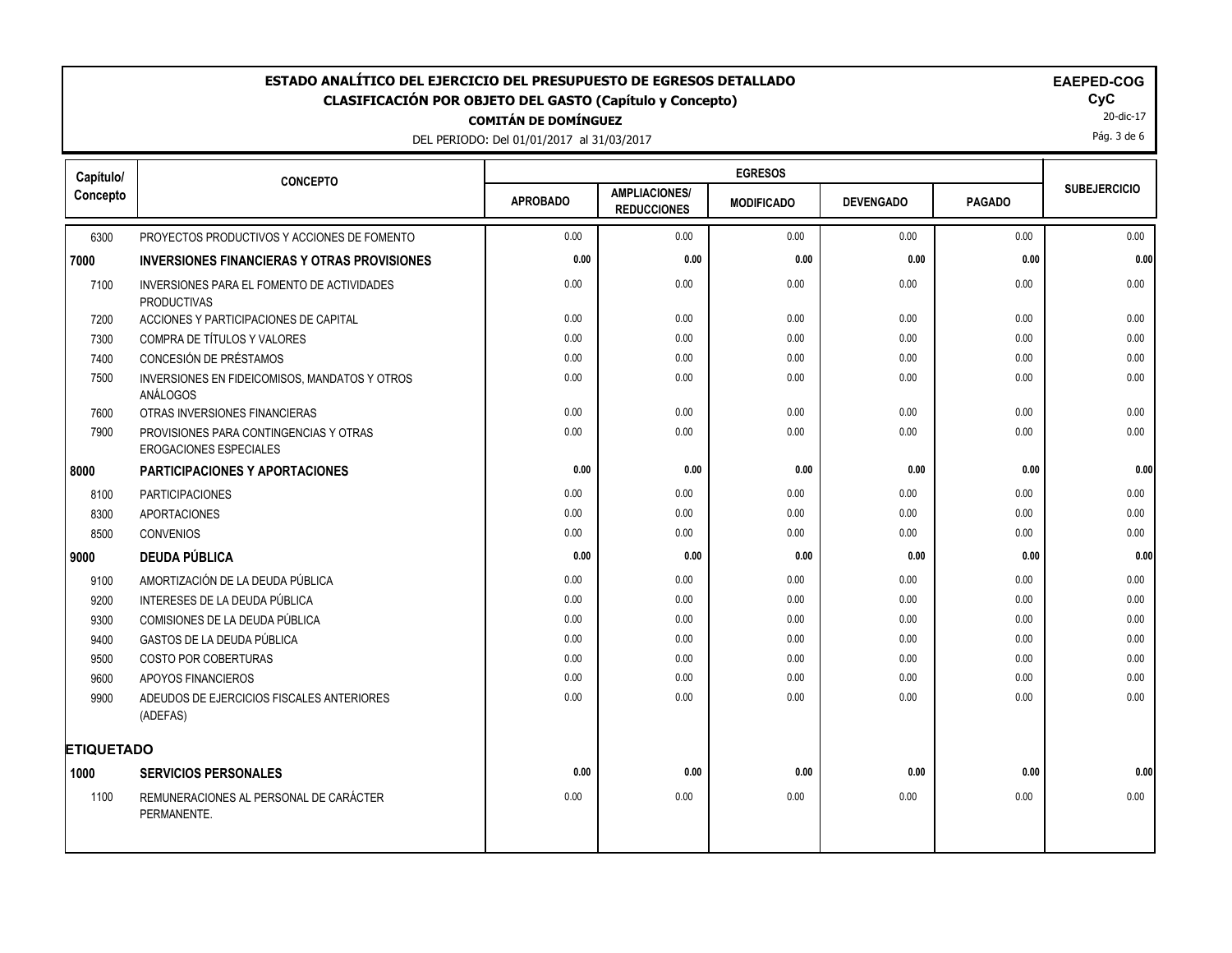# ESTADO ANALÍTICO DEL EJERCICIO DEL PRESUPUESTO DE EGRESOS DETALLADO

## CLASIFICACIÓN POR OBJETO DEL GASTO (Capítulo y Concepto)

**COMITÁN DE DOMÍNGUEZ**

DEL PERIODO: Del 01/01/2017 al 31/03/2017

**EAPED-COG**
**CyC**
20-dic-17

| Capítulo/ Concepto | CONCEPTO | EGRESOS | | | | | SUBEJERCICIO |
|---|---|---|---|---|---|---|---|
| | | APROBADO | AMPLIACIONES/ REDUCCIONES | MODIFICADO | DEVENGADO | PAGADO | |
| 6300 | PROYECTOS PRODUCTIVOS Y ACCIONES DE FOMENTO | 0.00 | 0.00 | 0.00 | 0.00 | 0.00 | 0.00 |
| **7000** | **INVERSIONES FINANCIERAS Y OTRAS PROVISIONES** | **0.00** | **0.00** | **0.00** | **0.00** | **0.00** | **0.00** |
| 7100 | INVERSIONES PARA EL FOMENTO DE ACTIVIDADES PRODUCTIVAS | 0.00 | 0.00 | 0.00 | 0.00 | 0.00 | 0.00 |
| 7200 | ACCIONES Y PARTICIPACIONES DE CAPITAL | 0.00 | 0.00 | 0.00 | 0.00 | 0.00 | 0.00 |
| 7300 | COMPRA DE TÍTULOS Y VALORES | 0.00 | 0.00 | 0.00 | 0.00 | 0.00 | 0.00 |
| 7400 | CONCESIÓN DE PRÉSTAMOS | 0.00 | 0.00 | 0.00 | 0.00 | 0.00 | 0.00 |
| 7500 | INVERSIONES EN FIDEICOMISOS, MANDATOS Y OTROS ANÁLOGOS | 0.00 | 0.00 | 0.00 | 0.00 | 0.00 | 0.00 |
| 7600 | OTRAS INVERSIONES FINANCIERAS | 0.00 | 0.00 | 0.00 | 0.00 | 0.00 | 0.00 |
| 7900 | PROVISIONES PARA CONTINGENCIAS Y OTRAS EROGACIONES ESPECIALES | 0.00 | 0.00 | 0.00 | 0.00 | 0.00 | 0.00 |
| **8000** | **PARTICIPACIONES Y APORTACIONES** | **0.00** | **0.00** | **0.00** | **0.00** | **0.00** | **0.00** |
| 8100 | PARTICIPACIONES | 0.00 | 0.00 | 0.00 | 0.00 | 0.00 | 0.00 |
| 8300 | APORTACIONES | 0.00 | 0.00 | 0.00 | 0.00 | 0.00 | 0.00 |
| 8500 | CONVENIOS | 0.00 | 0.00 | 0.00 | 0.00 | 0.00 | 0.00 |
| **9000** | **DEUDA PÚBLICA** | **0.00** | **0.00** | **0.00** | **0.00** | **0.00** | **0.00** |
| 9100 | AMORTIZACIÓN DE LA DEUDA PÚBLICA | 0.00 | 0.00 | 0.00 | 0.00 | 0.00 | 0.00 |
| 9200 | INTERESES DE LA DEUDA PÚBLICA | 0.00 | 0.00 | 0.00 | 0.00 | 0.00 | 0.00 |
| 9300 | COMISIONES DE LA DEUDA PÚBLICA | 0.00 | 0.00 | 0.00 | 0.00 | 0.00 | 0.00 |
| 9400 | GASTOS DE LA DEUDA PÚBLICA | 0.00 | 0.00 | 0.00 | 0.00 | 0.00 | 0.00 |
| 9500 | COSTO POR COBERTURAS | 0.00 | 0.00 | 0.00 | 0.00 | 0.00 | 0.00 |
| 9600 | APOYOS FINANCIEROS | 0.00 | 0.00 | 0.00 | 0.00 | 0.00 | 0.00 |
| 9900 | ADEUDOS DE EJERCICIOS FISCALES ANTERIORES (ADEFAS) | 0.00 | 0.00 | 0.00 | 0.00 | 0.00 | 0.00 |
| **ETIQUETADO** | | | | | | | |
| **1000** | **SERVICIOS PERSONALES** | **0.00** | **0.00** | **0.00** | **0.00** | **0.00** | **0.00** |
| 1100 | REMUNERACIONES AL PERSONAL DE CARÁCTER PERMANENTE. | 0.00 | 0.00 | 0.00 | 0.00 | 0.00 | 0.00 |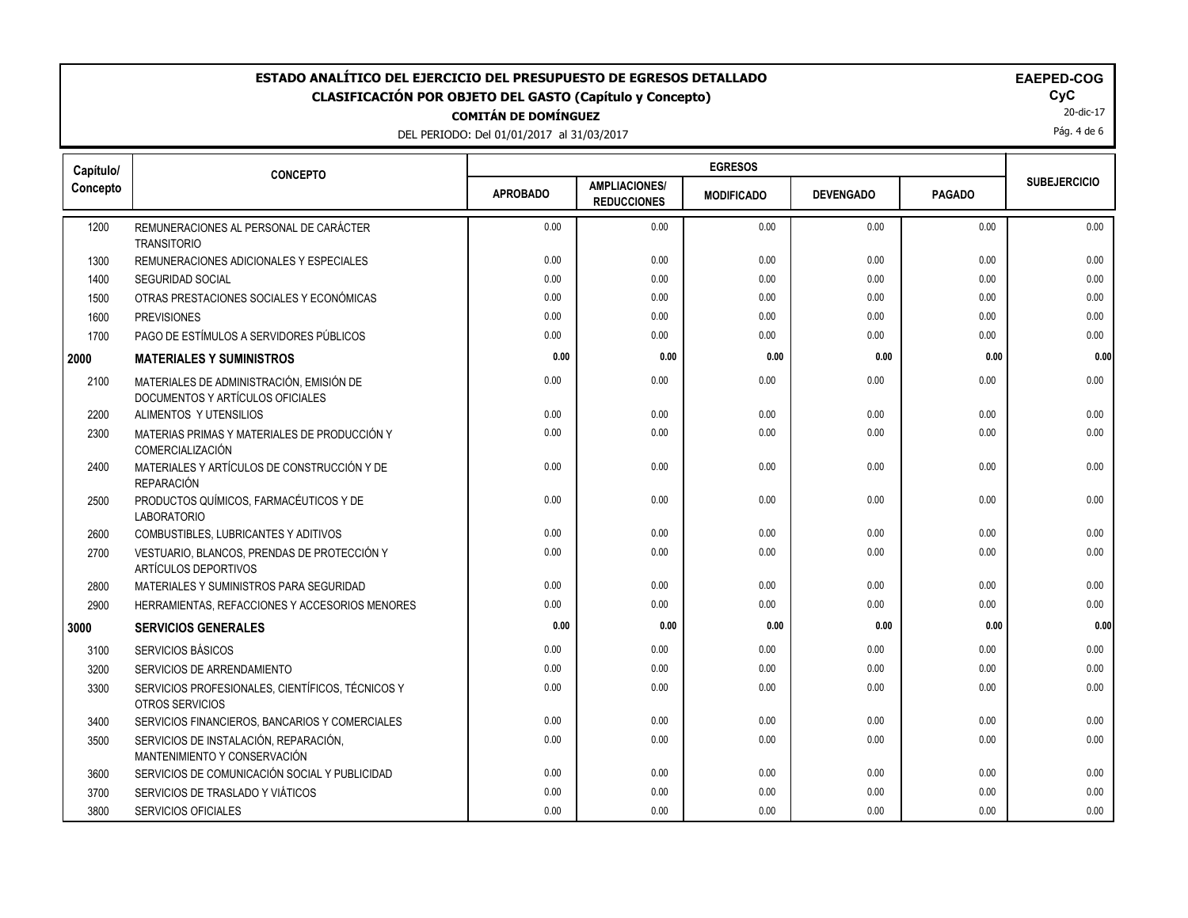# ESTADO ANALÍTICO DEL EJERCICIO DEL PRESUPUESTO DE EGRESOS DETALLADO

## CLASIFICACIÓN POR OBJETO DEL GASTO (Capítulo y Concepto)

**COMITÁN DE DOMÍNGUEZ**

DEL PERIODO: Del 01/01/2017 al 31/03/2017

**EAPED-COG**
**CyC**
20-dic-17

| Capítulo/ Concepto | CONCEPTO | EGRESOS | | | | | SUBEJERCICIO |
|---|---|---|---|---|---|---|---|
| | | APROBADO | AMPLIACIONES/ REDUCCIONES | MODIFICADO | DEVENGADO | PAGADO | |
| 1200 | REMUNERACIONES AL PERSONAL DE CARÁCTER TRANSITORIO | 0.00 | 0.00 | 0.00 | 0.00 | 0.00 | 0.00 |
| 1300 | REMUNERACIONES ADICIONALES Y ESPECIALES | 0.00 | 0.00 | 0.00 | 0.00 | 0.00 | 0.00 |
| 1400 | SEGURIDAD SOCIAL | 0.00 | 0.00 | 0.00 | 0.00 | 0.00 | 0.00 |
| 1500 | OTRAS PRESTACIONES SOCIALES Y ECONÓMICAS | 0.00 | 0.00 | 0.00 | 0.00 | 0.00 | 0.00 |
| 1600 | PREVISIONES | 0.00 | 0.00 | 0.00 | 0.00 | 0.00 | 0.00 |
| 1700 | PAGO DE ESTÍMULOS A SERVIDORES PÚBLICOS | 0.00 | 0.00 | 0.00 | 0.00 | 0.00 | 0.00 |
| **2000** | **MATERIALES Y SUMINISTROS** | **0.00** | **0.00** | **0.00** | **0.00** | **0.00** | **0.00** |
| 2100 | MATERIALES DE ADMINISTRACIÓN, EMISIÓN DE DOCUMENTOS Y ARTÍCULOS OFICIALES | 0.00 | 0.00 | 0.00 | 0.00 | 0.00 | 0.00 |
| 2200 | ALIMENTOS Y UTENSILIOS | 0.00 | 0.00 | 0.00 | 0.00 | 0.00 | 0.00 |
| 2300 | MATERIAS PRIMAS Y MATERIALES DE PRODUCCIÓN Y COMERCIALIZACIÓN | 0.00 | 0.00 | 0.00 | 0.00 | 0.00 | 0.00 |
| 2400 | MATERIALES Y ARTÍCULOS DE CONSTRUCCIÓN Y DE REPARACIÓN | 0.00 | 0.00 | 0.00 | 0.00 | 0.00 | 0.00 |
| 2500 | PRODUCTOS QUÍMICOS, FARMACÉUTICOS Y DE LABORATORIO | 0.00 | 0.00 | 0.00 | 0.00 | 0.00 | 0.00 |
| 2600 | COMBUSTIBLES, LUBRICANTES Y ADITIVOS | 0.00 | 0.00 | 0.00 | 0.00 | 0.00 | 0.00 |
| 2700 | VESTUARIO, BLANCOS, PRENDAS DE PROTECCIÓN Y ARTÍCULOS DEPORTIVOS | 0.00 | 0.00 | 0.00 | 0.00 | 0.00 | 0.00 |
| 2800 | MATERIALES Y SUMINISTROS PARA SEGURIDAD | 0.00 | 0.00 | 0.00 | 0.00 | 0.00 | 0.00 |
| 2900 | HERRAMIENTAS, REFACCIONES Y ACCESORIOS MENORES | 0.00 | 0.00 | 0.00 | 0.00 | 0.00 | 0.00 |
| **3000** | **SERVICIOS GENERALES** | **0.00** | **0.00** | **0.00** | **0.00** | **0.00** | **0.00** |
| 3100 | SERVICIOS BÁSICOS | 0.00 | 0.00 | 0.00 | 0.00 | 0.00 | 0.00 |
| 3200 | SERVICIOS DE ARRENDAMIENTO | 0.00 | 0.00 | 0.00 | 0.00 | 0.00 | 0.00 |
| 3300 | SERVICIOS PROFESIONALES, CIENTÍFICOS, TÉCNICOS Y OTROS SERVICIOS | 0.00 | 0.00 | 0.00 | 0.00 | 0.00 | 0.00 |
| 3400 | SERVICIOS FINANCIEROS, BANCARIOS Y COMERCIALES | 0.00 | 0.00 | 0.00 | 0.00 | 0.00 | 0.00 |
| 3500 | SERVICIOS DE INSTALACIÓN, REPARACIÓN, MANTENIMIENTO Y CONSERVACIÓN | 0.00 | 0.00 | 0.00 | 0.00 | 0.00 | 0.00 |
| 3600 | SERVICIOS DE COMUNICACIÓN SOCIAL Y PUBLICIDAD | 0.00 | 0.00 | 0.00 | 0.00 | 0.00 | 0.00 |
| 3700 | SERVICIOS DE TRASLADO Y VIÁTICOS | 0.00 | 0.00 | 0.00 | 0.00 | 0.00 | 0.00 |
| 3800 | SERVICIOS OFICIALES | 0.00 | 0.00 | 0.00 | 0.00 | 0.00 | 0.00 |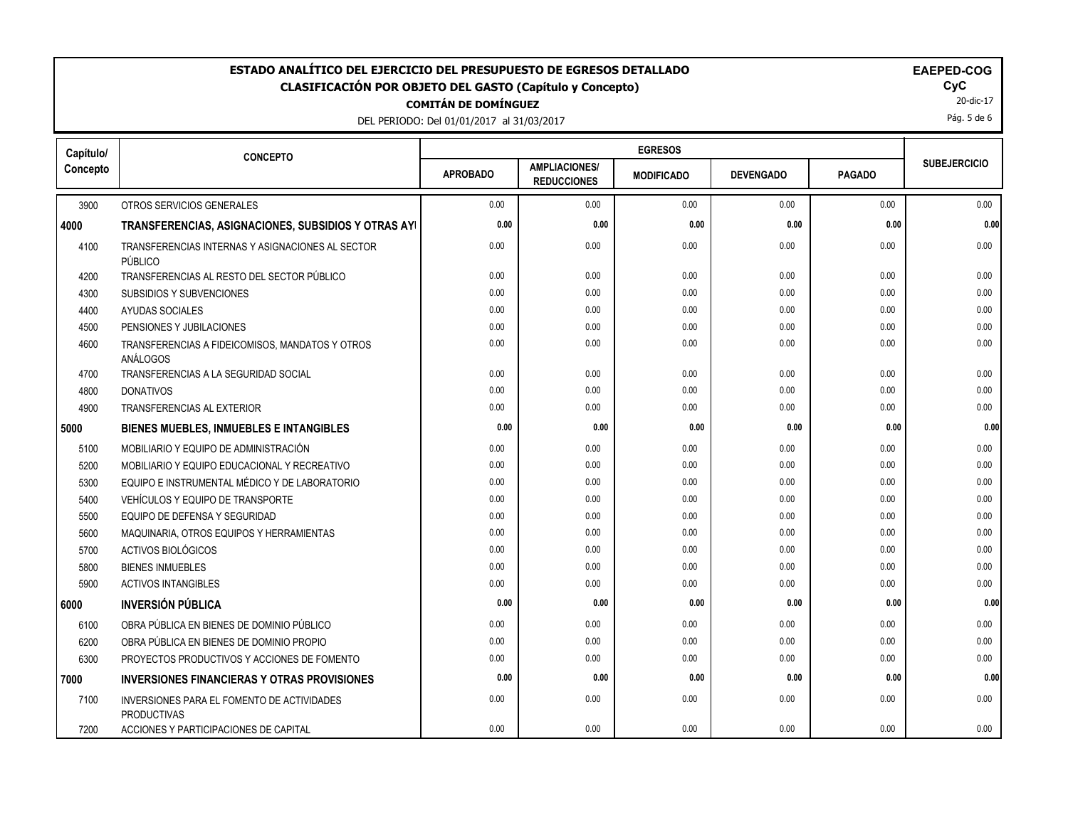# ESTADO ANALÍTICO DEL EJERCICIO DEL PRESUPUESTO DE EGRESOS DETALLADO

## CLASIFICACIÓN POR OBJETO DEL GASTO (Capítulo y Concepto)

**COMITÁN DE DOMÍNGUEZ**

DEL PERIODO: Del 01/01/2017 al 31/03/2017

**EAPED-COG**

**CyC**

20-dic-17

| Capítulo/ Concepto | CONCEPTO | EGRESOS | | | | | SUBEJERCICIO |
|---|---|---|---|---|---|---|---|
| | | APROBADO | AMPLIACIONES/ REDUCCIONES | MODIFICADO | DEVENGADO | PAGADO | |
| 3900 | OTROS SERVICIOS GENERALES | 0.00 | 0.00 | 0.00 | 0.00 | 0.00 | 0.00 |
| **4000** | **TRANSFERENCIAS, ASIGNACIONES, SUBSIDIOS Y OTRAS AYI** | **0.00** | **0.00** | **0.00** | **0.00** | **0.00** | **0.00** |
| 4100 | TRANSFERENCIAS INTERNAS Y ASIGNACIONES AL SECTOR PÚBLICO | 0.00 | 0.00 | 0.00 | 0.00 | 0.00 | 0.00 |
| 4200 | TRANSFERENCIAS AL RESTO DEL SECTOR PÚBLICO | 0.00 | 0.00 | 0.00 | 0.00 | 0.00 | 0.00 |
| 4300 | SUBSIDIOS Y SUBVENCIONES | 0.00 | 0.00 | 0.00 | 0.00 | 0.00 | 0.00 |
| 4400 | AYUDAS SOCIALES | 0.00 | 0.00 | 0.00 | 0.00 | 0.00 | 0.00 |
| 4500 | PENSIONES Y JUBILACIONES | 0.00 | 0.00 | 0.00 | 0.00 | 0.00 | 0.00 |
| 4600 | TRANSFERENCIAS A FIDEICOMISOS, MANDATOS Y OTROS ANÁLOGOS | 0.00 | 0.00 | 0.00 | 0.00 | 0.00 | 0.00 |
| 4700 | TRANSFERENCIAS A LA SEGURIDAD SOCIAL | 0.00 | 0.00 | 0.00 | 0.00 | 0.00 | 0.00 |
| 4800 | DONATIVOS | 0.00 | 0.00 | 0.00 | 0.00 | 0.00 | 0.00 |
| 4900 | TRANSFERENCIAS AL EXTERIOR | 0.00 | 0.00 | 0.00 | 0.00 | 0.00 | 0.00 |
| **5000** | **BIENES MUEBLES, INMUEBLES E INTANGIBLES** | **0.00** | **0.00** | **0.00** | **0.00** | **0.00** | **0.00** |
| 5100 | MOBILIARIO Y EQUIPO DE ADMINISTRACIÓN | 0.00 | 0.00 | 0.00 | 0.00 | 0.00 | 0.00 |
| 5200 | MOBILIARIO Y EQUIPO EDUCACIONAL Y RECREATIVO | 0.00 | 0.00 | 0.00 | 0.00 | 0.00 | 0.00 |
| 5300 | EQUIPO E INSTRUMENTAL MÉDICO Y DE LABORATORIO | 0.00 | 0.00 | 0.00 | 0.00 | 0.00 | 0.00 |
| 5400 | VEHÍCULOS Y EQUIPO DE TRANSPORTE | 0.00 | 0.00 | 0.00 | 0.00 | 0.00 | 0.00 |
| 5500 | EQUIPO DE DEFENSA Y SEGURIDAD | 0.00 | 0.00 | 0.00 | 0.00 | 0.00 | 0.00 |
| 5600 | MAQUINARIA, OTROS EQUIPOS Y HERRAMIENTAS | 0.00 | 0.00 | 0.00 | 0.00 | 0.00 | 0.00 |
| 5700 | ACTIVOS BIOLÓGICOS | 0.00 | 0.00 | 0.00 | 0.00 | 0.00 | 0.00 |
| 5800 | BIENES INMUEBLES | 0.00 | 0.00 | 0.00 | 0.00 | 0.00 | 0.00 |
| 5900 | ACTIVOS INTANGIBLES | 0.00 | 0.00 | 0.00 | 0.00 | 0.00 | 0.00 |
| **6000** | **INVERSIÓN PÚBLICA** | **0.00** | **0.00** | **0.00** | **0.00** | **0.00** | **0.00** |
| 6100 | OBRA PÚBLICA EN BIENES DE DOMINIO PÚBLICO | 0.00 | 0.00 | 0.00 | 0.00 | 0.00 | 0.00 |
| 6200 | OBRA PÚBLICA EN BIENES DE DOMINIO PROPIO | 0.00 | 0.00 | 0.00 | 0.00 | 0.00 | 0.00 |
| 6300 | PROYECTOS PRODUCTIVOS Y ACCIONES DE FOMENTO | 0.00 | 0.00 | 0.00 | 0.00 | 0.00 | 0.00 |
| **7000** | **INVERSIONES FINANCIERAS Y OTRAS PROVISIONES** | **0.00** | **0.00** | **0.00** | **0.00** | **0.00** | **0.00** |
| 7100 | INVERSIONES PARA EL FOMENTO DE ACTIVIDADES PRODUCTIVAS | 0.00 | 0.00 | 0.00 | 0.00 | 0.00 | 0.00 |
| 7200 | ACCIONES Y PARTICIPACIONES DE CAPITAL | 0.00 | 0.00 | 0.00 | 0.00 | 0.00 | 0.00 |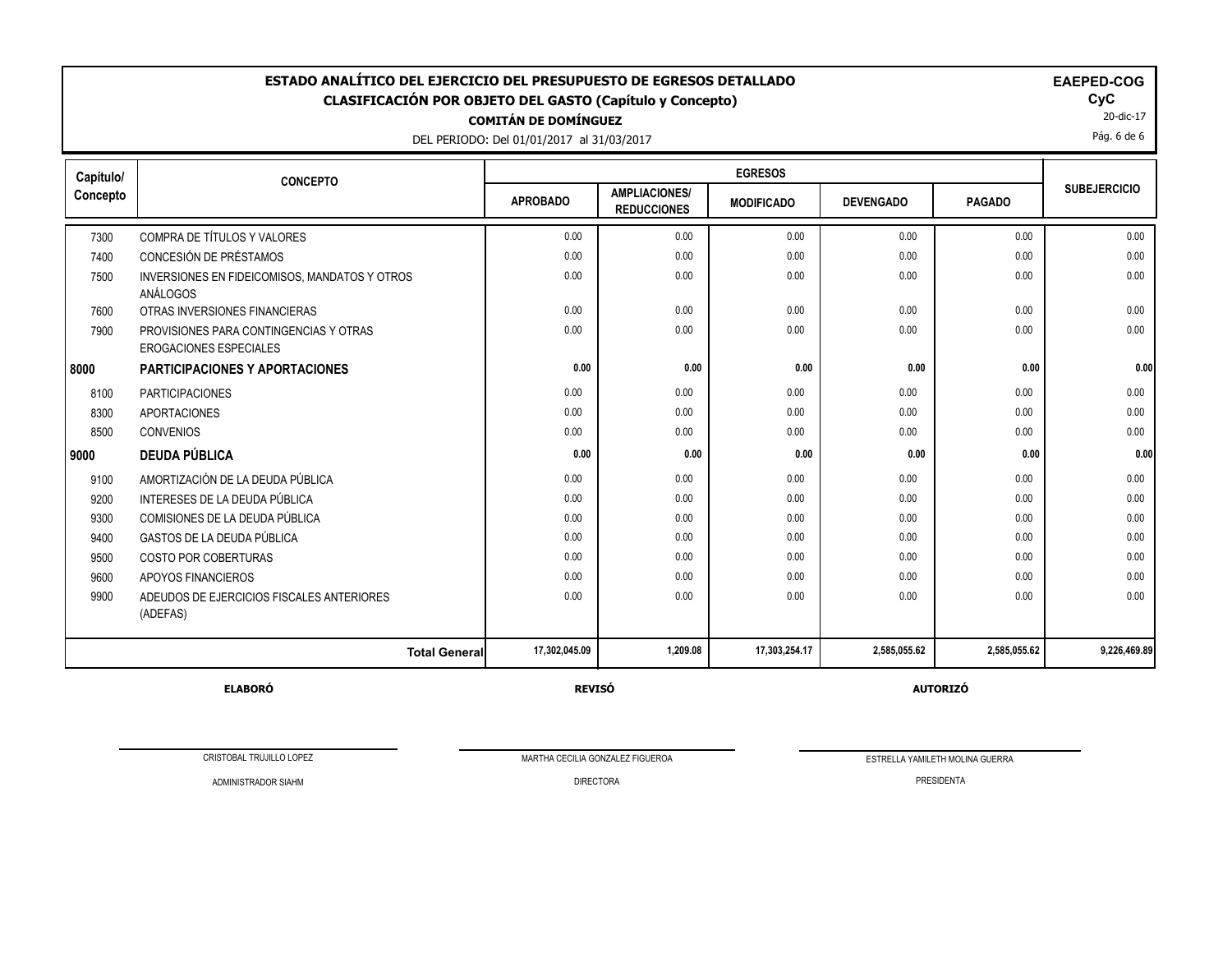# ESTADO ANALÍTICO DEL EJERCICIO DEL PRESUPUESTO DE EGRESOS DETALLADO

## CLASIFICACIÓN POR OBJETO DEL GASTO (Capítulo y Concepto)

**COMITÁN DE DOMÍNGUEZ**

DEL PERIODO: Del 01/01/2017 al 31/03/2017

**EAEPED-COG**
**CyC**
20-dic-17

| Capítulo/ Concepto | CONCEPTO | EGRESOS | | | | | SUBEJERCICIO |
|---|---|---|---|---|---|---|---|
| | | APROBADO | AMPLIACIONES/ REDUCCIONES | MODIFICADO | DEVENGADO | PAGADO | |
| 7300 | COMPRA DE TÍTULOS Y VALORES | 0.00 | 0.00 | 0.00 | 0.00 | 0.00 | 0.00 |
| 7400 | CONCESIÓN DE PRÉSTAMOS | 0.00 | 0.00 | 0.00 | 0.00 | 0.00 | 0.00 |
| 7500 | INVERSIONES EN FIDEICOMISOS, MANDATOS Y OTROS ANÁLOGOS | 0.00 | 0.00 | 0.00 | 0.00 | 0.00 | 0.00 |
| 7600 | OTRAS INVERSIONES FINANCIERAS | 0.00 | 0.00 | 0.00 | 0.00 | 0.00 | 0.00 |
| 7900 | PROVISIONES PARA CONTINGENCIAS Y OTRAS EROGACIONES ESPECIALES | 0.00 | 0.00 | 0.00 | 0.00 | 0.00 | 0.00 |
| **8000** | **PARTICIPACIONES Y APORTACIONES** | **0.00** | **0.00** | **0.00** | **0.00** | **0.00** | **0.00** |
| 8100 | PARTICIPACIONES | 0.00 | 0.00 | 0.00 | 0.00 | 0.00 | 0.00 |
| 8300 | APORTACIONES | 0.00 | 0.00 | 0.00 | 0.00 | 0.00 | 0.00 |
| 8500 | CONVENIOS | 0.00 | 0.00 | 0.00 | 0.00 | 0.00 | 0.00 |
| **9000** | **DEUDA PÚBLICA** | **0.00** | **0.00** | **0.00** | **0.00** | **0.00** | **0.00** |
| 9100 | AMORTIZACIÓN DE LA DEUDA PÚBLICA | 0.00 | 0.00 | 0.00 | 0.00 | 0.00 | 0.00 |
| 9200 | INTERESES DE LA DEUDA PÚBLICA | 0.00 | 0.00 | 0.00 | 0.00 | 0.00 | 0.00 |
| 9300 | COMISIONES DE LA DEUDA PÚBLICA | 0.00 | 0.00 | 0.00 | 0.00 | 0.00 | 0.00 |
| 9400 | GASTOS DE LA DEUDA PÚBLICA | 0.00 | 0.00 | 0.00 | 0.00 | 0.00 | 0.00 |
| 9500 | COSTO POR COBERTURAS | 0.00 | 0.00 | 0.00 | 0.00 | 0.00 | 0.00 |
| 9600 | APOYOS FINANCIEROS | 0.00 | 0.00 | 0.00 | 0.00 | 0.00 | 0.00 |
| 9900 | ADEUDOS DE EJERCICIOS FISCALES ANTERIORES (ADEFAS) | 0.00 | 0.00 | 0.00 | 0.00 | 0.00 | 0.00 |
| | **Total General** | **17,302,045.09** | **1,209.08** | **17,303,254.17** | **2,585,055.62** | **2,585,055.62** | **9,226,469.89** |

| ELABORÓ | REVISÓ | AUTORIZÓ |
|---|---|---|
| CRISTOBAL TRUJILLO LOPEZ | MARTHA CECILIA GONZALEZ FIGUEROA | ESTRELLA YAMILETH MOLINA GUERRA |
| ADMINISTRADOR SIAHM | DIRECTORA | PRESIDENTA |